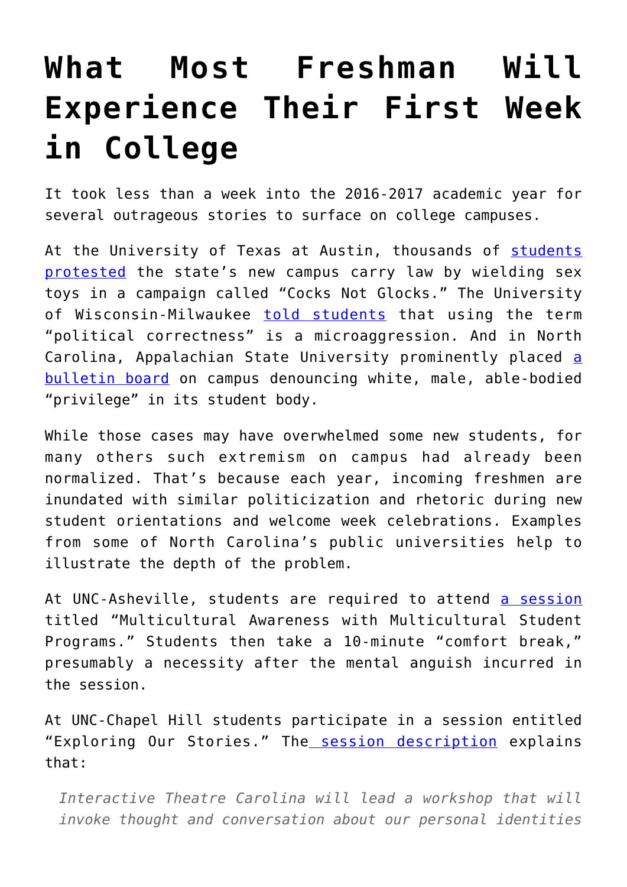# What Most Freshman Will Experience Their First Week in College

It took less than a week into the 2016-2017 academic year for several outrageous stories to surface on college campuses.

At the University of Texas at Austin, thousands of students protested the state's new campus carry law by wielding sex toys in a campaign called "Cocks Not Glocks." The University of Wisconsin-Milwaukee told students that using the term "political correctness" is a microaggression. And in North Carolina, Appalachian State University prominently placed a bulletin board on campus denouncing white, male, able-bodied "privilege" in its student body.

While those cases may have overwhelmed some new students, for many others such extremism on campus had already been normalized. That's because each year, incoming freshmen are inundated with similar politicization and rhetoric during new student orientations and welcome week celebrations. Examples from some of North Carolina's public universities help to illustrate the depth of the problem.

At UNC-Asheville, students are required to attend a session titled "Multicultural Awareness with Multicultural Student Programs." Students then take a 10-minute "comfort break," presumably a necessity after the mental anguish incurred in the session.

At UNC-Chapel Hill students participate in a session entitled "Exploring Our Stories." The session description explains that:

> *Interactive Theatre Carolina will lead a workshop that will invoke thought and conversation about our personal identities*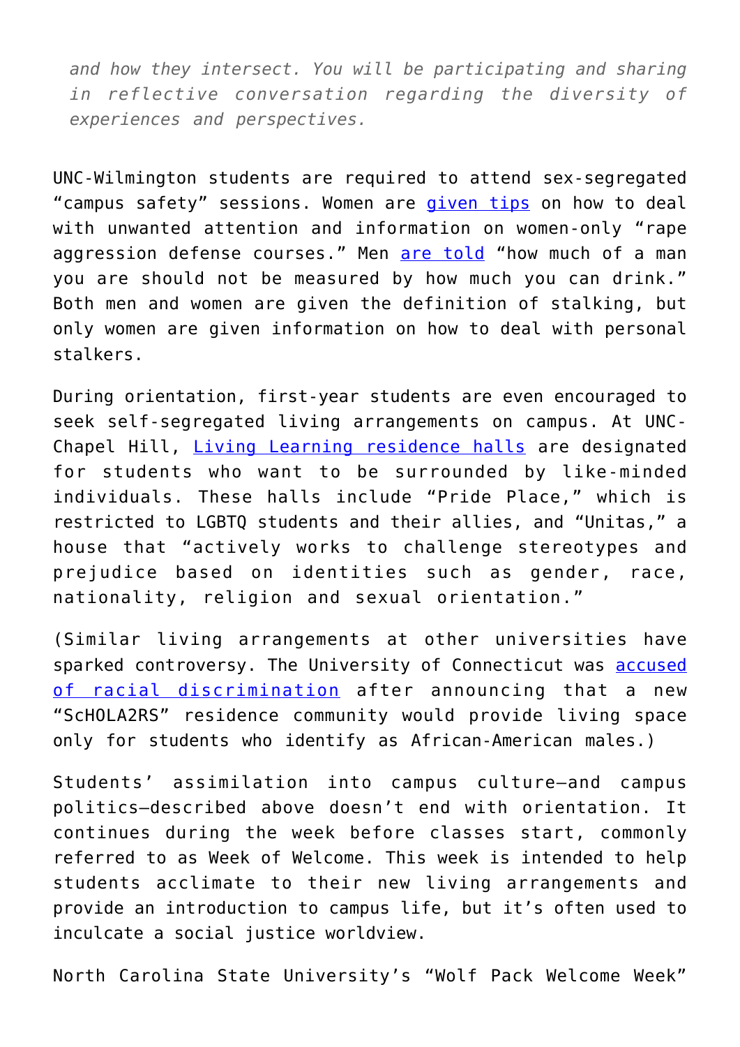*and how they intersect. You will be participating and sharing in reflective conversation regarding the diversity of experiences and perspectives.*

UNC-Wilmington students are required to attend sex-segregated "campus safety" sessions. Women are given tips on how to deal with unwanted attention and information on women-only "rape aggression defense courses." Men are told "how much of a man you are should not be measured by how much you can drink." Both men and women are given the definition of stalking, but only women are given information on how to deal with personal stalkers.

During orientation, first-year students are even encouraged to seek self-segregated living arrangements on campus. At UNC-Chapel Hill, Living Learning residence halls are designated for students who want to be surrounded by like-minded individuals. These halls include "Pride Place," which is restricted to LGBTQ students and their allies, and "Unitas," a house that "actively works to challenge stereotypes and prejudice based on identities such as gender, race, nationality, religion and sexual orientation."

(Similar living arrangements at other universities have sparked controversy. The University of Connecticut was accused of racial discrimination after announcing that a new "ScHOLA2RS" residence community would provide living space only for students who identify as African-American males.)

Students' assimilation into campus culture—and campus politics—described above doesn't end with orientation. It continues during the week before classes start, commonly referred to as Week of Welcome. This week is intended to help students acclimate to their new living arrangements and provide an introduction to campus life, but it's often used to inculcate a social justice worldview.

North Carolina State University's "Wolf Pack Welcome Week"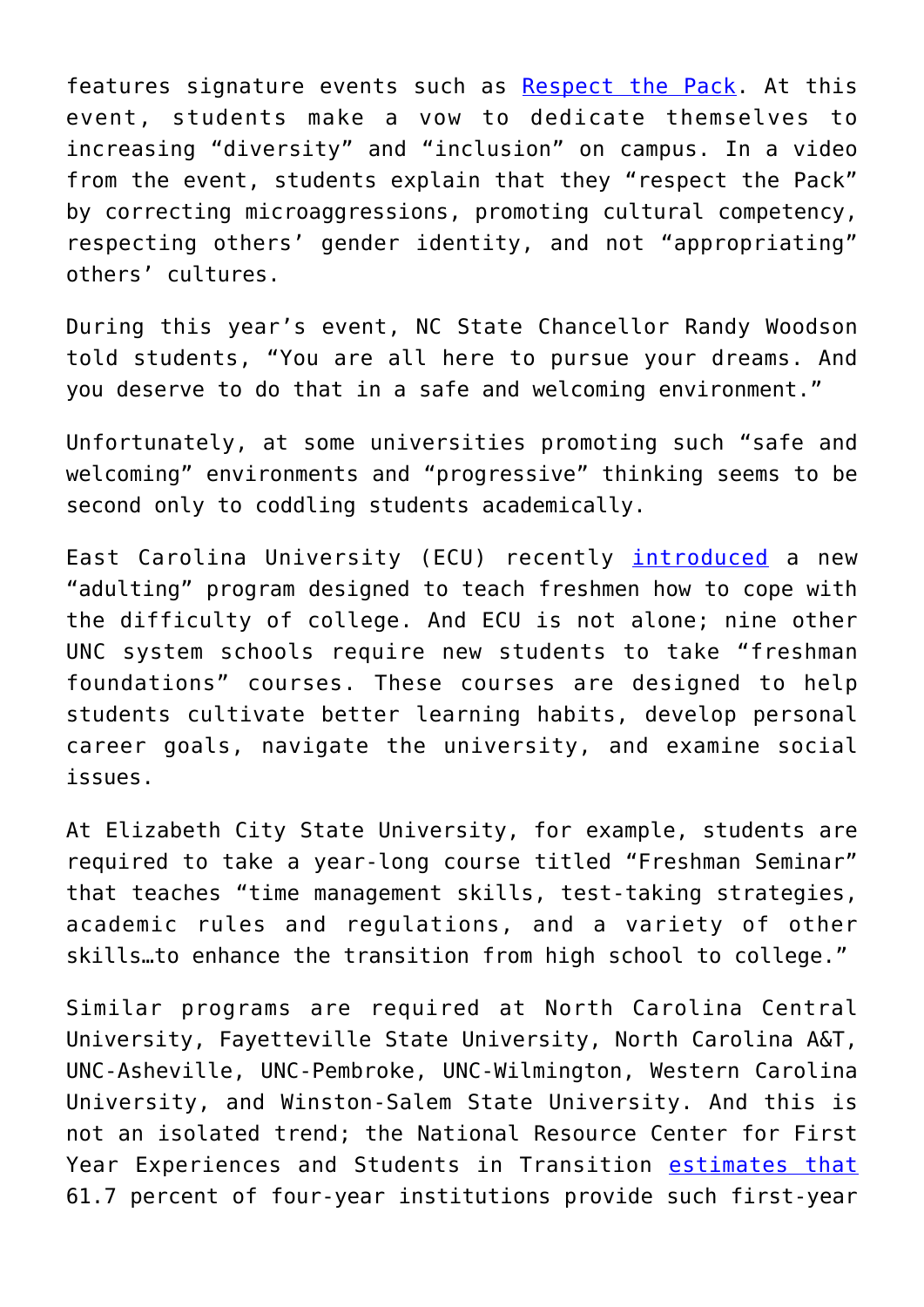features signature events such as [Respect the Pack](). At this event, students make a vow to dedicate themselves to increasing "diversity" and "inclusion" on campus. In a video from the event, students explain that they "respect the Pack" by correcting microaggressions, promoting cultural competency, respecting others' gender identity, and not "appropriating" others' cultures.

During this year's event, NC State Chancellor Randy Woodson told students, "You are all here to pursue your dreams. And you deserve to do that in a safe and welcoming environment."

Unfortunately, at some universities promoting such "safe and welcoming" environments and "progressive" thinking seems to be second only to coddling students academically.

East Carolina University (ECU) recently [introduced]() a new "adulting" program designed to teach freshmen how to cope with the difficulty of college. And ECU is not alone; nine other UNC system schools require new students to take "freshman foundations" courses. These courses are designed to help students cultivate better learning habits, develop personal career goals, navigate the university, and examine social issues.

At Elizabeth City State University, for example, students are required to take a year-long course titled "Freshman Seminar" that teaches "time management skills, test-taking strategies, academic rules and regulations, and a variety of other skills…to enhance the transition from high school to college."

Similar programs are required at North Carolina Central University, Fayetteville State University, North Carolina A&T, UNC-Asheville, UNC-Pembroke, UNC-Wilmington, Western Carolina University, and Winston-Salem State University. And this is not an isolated trend; the National Resource Center for First Year Experiences and Students in Transition [estimates that]() 61.7 percent of four-year institutions provide such first-year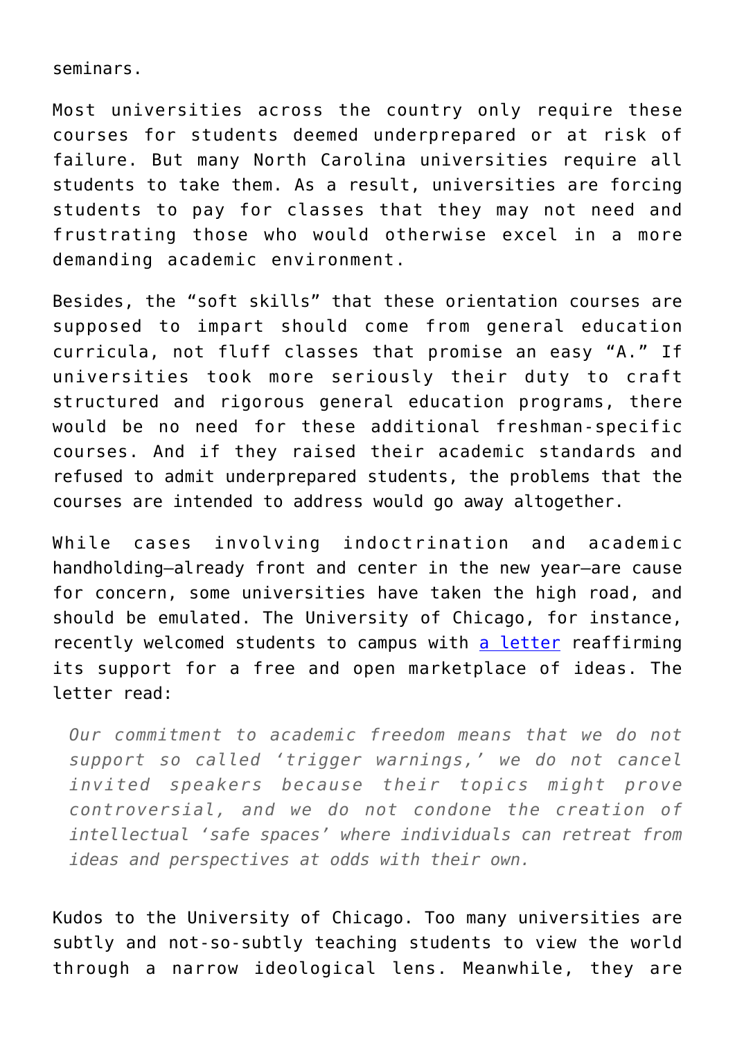seminars.

Most universities across the country only require these courses for students deemed underprepared or at risk of failure. But many North Carolina universities require all students to take them. As a result, universities are forcing students to pay for classes that they may not need and frustrating those who would otherwise excel in a more demanding academic environment.

Besides, the “soft skills” that these orientation courses are supposed to impart should come from general education curricula, not fluff classes that promise an easy “A.” If universities took more seriously their duty to craft structured and rigorous general education programs, there would be no need for these additional freshman-specific courses. And if they raised their academic standards and refused to admit underprepared students, the problems that the courses are intended to address would go away altogether.

While cases involving indoctrination and academic handholding—already front and center in the new year—are cause for concern, some universities have taken the high road, and should be emulated. The University of Chicago, for instance, recently welcomed students to campus with a letter reaffirming its support for a free and open marketplace of ideas. The letter read:

> *Our commitment to academic freedom means that we do not support so called ‘trigger warnings,’ we do not cancel invited speakers because their topics might prove controversial, and we do not condone the creation of intellectual ‘safe spaces’ where individuals can retreat from ideas and perspectives at odds with their own.*

Kudos to the University of Chicago. Too many universities are subtly and not-so-subtly teaching students to view the world through a narrow ideological lens. Meanwhile, they are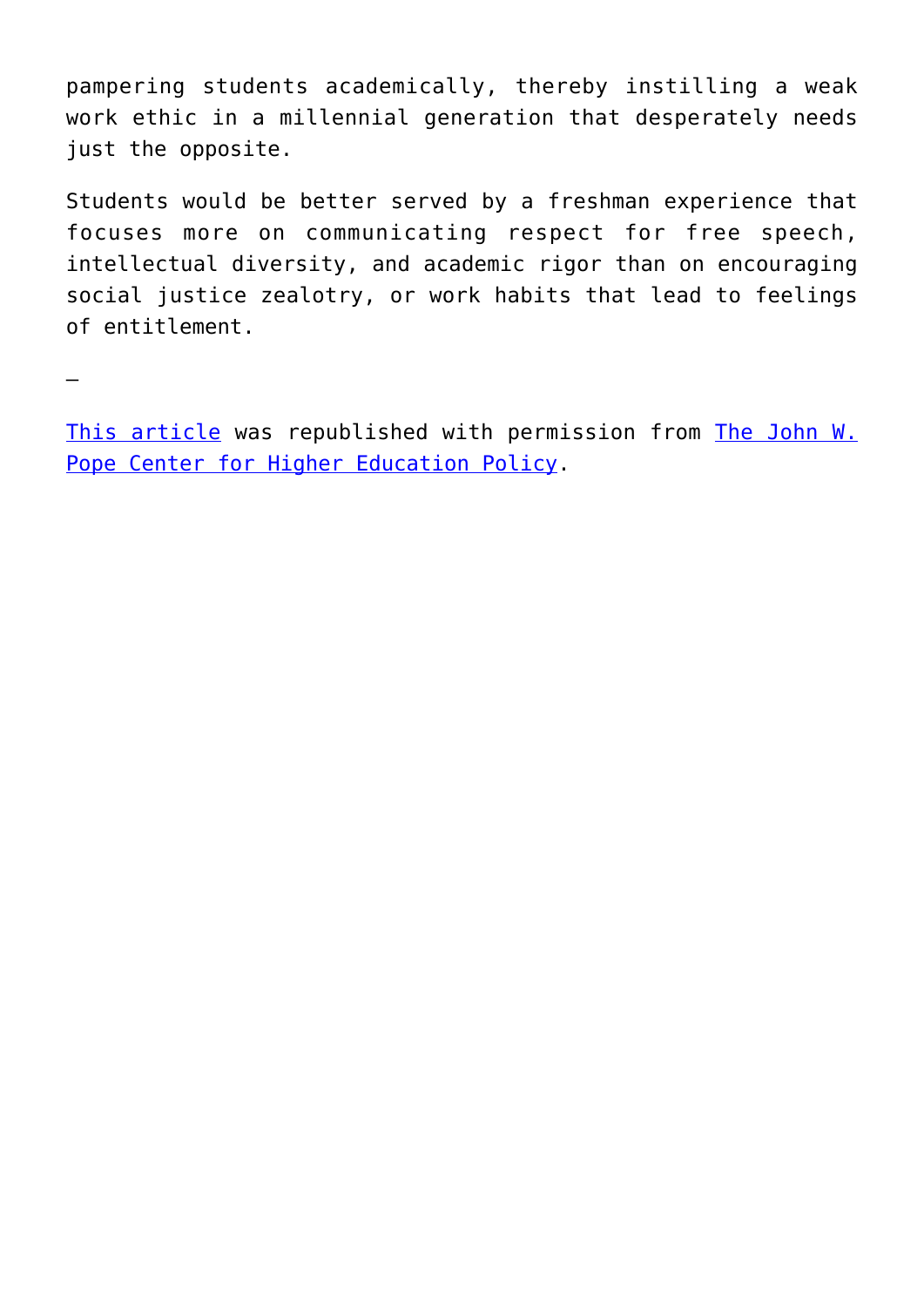pampering students academically, thereby instilling a weak work ethic in a millennial generation that desperately needs just the opposite.

Students would be better served by a freshman experience that focuses more on communicating respect for free speech, intellectual diversity, and academic rigor than on encouraging social justice zealotry, or work habits that lead to feelings of entitlement.

–

This article was republished with permission from The John W. Pope Center for Higher Education Policy.